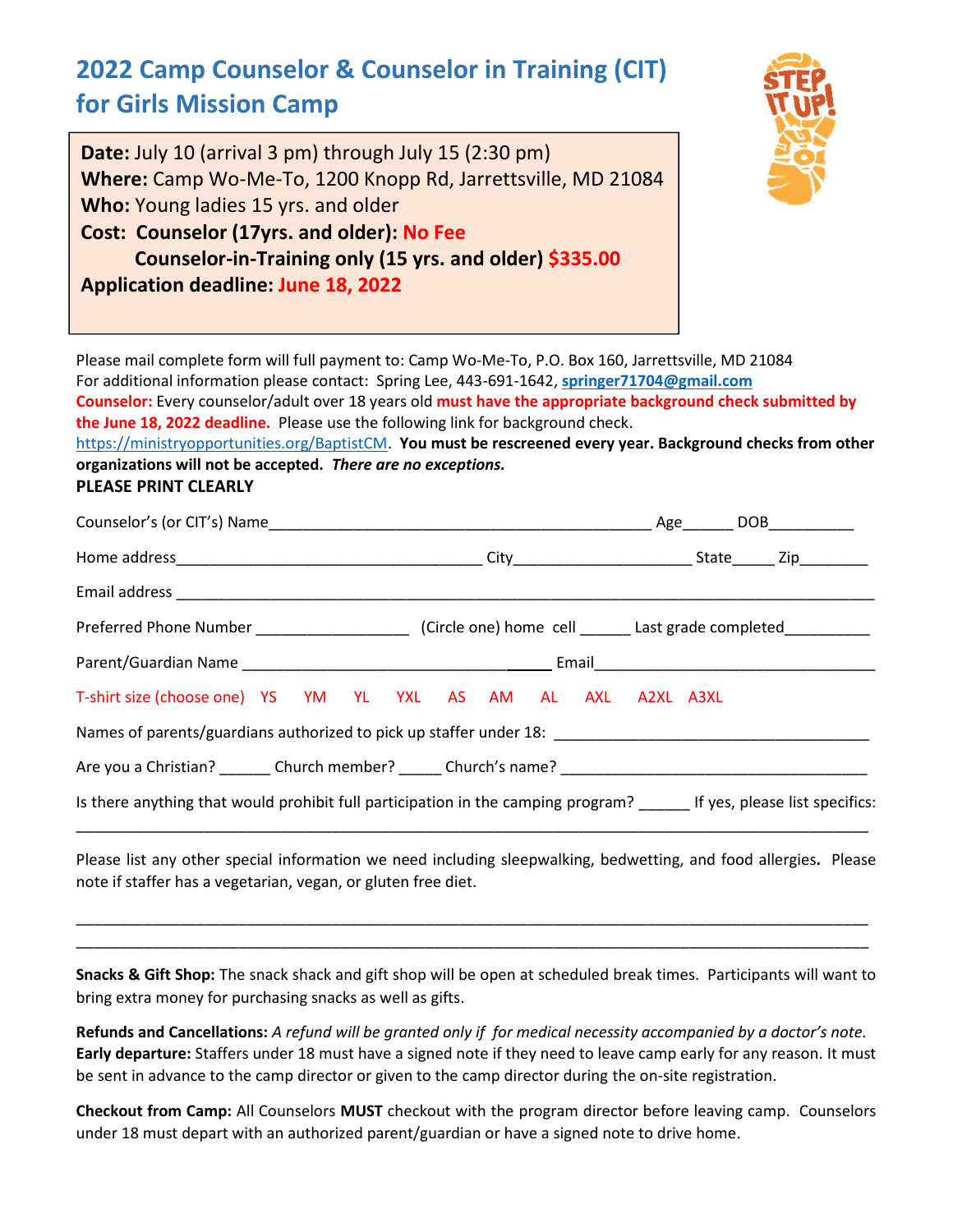# 2022 Camp Counselor & Counselor in Training (CIT) for Girls Mission Camp

**Date:** July 10 (arrival 3 pm) through July 15 (2:30 pm)
**Where:** Camp Wo-Me-To, 1200 Knopp Rd, Jarrettsville, MD 21084
**Who:** Young ladies 15 yrs. and older
**Cost: Counselor (17yrs. and older):** **No Fee**
**Counselor-in-Training only (15 yrs. and older)** **$335.00**
**Application deadline:** **June 18, 2022**

Please mail complete form will full payment to: Camp Wo-Me-To, P.O. Box 160, Jarrettsville, MD 21084
For additional information please contact: Spring Lee, 443-691-1642, **springer71704@gmail.com**
**Counselor:** Every counselor/adult over 18 years old **must have the appropriate background check submitted by the June 18, 2022 deadline.** Please use the following link for background check. https://ministryopportunities.org/BaptistCM. **You must be rescreened every year. Background checks from other organizations will not be accepted.** ***There are no exceptions.***

**PLEASE PRINT CLEARLY**

Counselor's (or CIT's) Name_____________________________________________ Age______ DOB__________

Home address____________________________________ City_____________________ State_____ Zip________

Email address ______________________________________________________________________________

Preferred Phone Number __________________ (Circle one) home cell ______ Last grade completed__________

Parent/Guardian Name ____________________________________ Email___________________________________

T-shirt size (choose one) YS YM YL YXL AS AM AL AXL A2XL A3XL

Names of parents/guardians authorized to pick up staffer under 18: ____________________________________

Are you a Christian? ______ Church member? _____ Church's name? ____________________________________

Is there anything that would prohibit full participation in the camping program? ______ If yes, please list specifics:
_____________________________________________________________________________________________

Please list any other special information we need including sleepwalking, bedwetting, and food allergies**.** Please note if staffer has a vegetarian, vegan, or gluten free diet.

_____________________________________________________________________________________________
_____________________________________________________________________________________________

**Snacks & Gift Shop:** The snack shack and gift shop will be open at scheduled break times. Participants will want to bring extra money for purchasing snacks as well as gifts.

**Refunds and Cancellations:** *A refund will be granted only if for medical necessity accompanied by a doctor's note.*
**Early departure:** Staffers under 18 must have a signed note if they need to leave camp early for any reason. It must be sent in advance to the camp director or given to the camp director during the on-site registration.

**Checkout from Camp:** All Counselors **MUST** checkout with the program director before leaving camp. Counselors under 18 must depart with an authorized parent/guardian or have a signed note to drive home.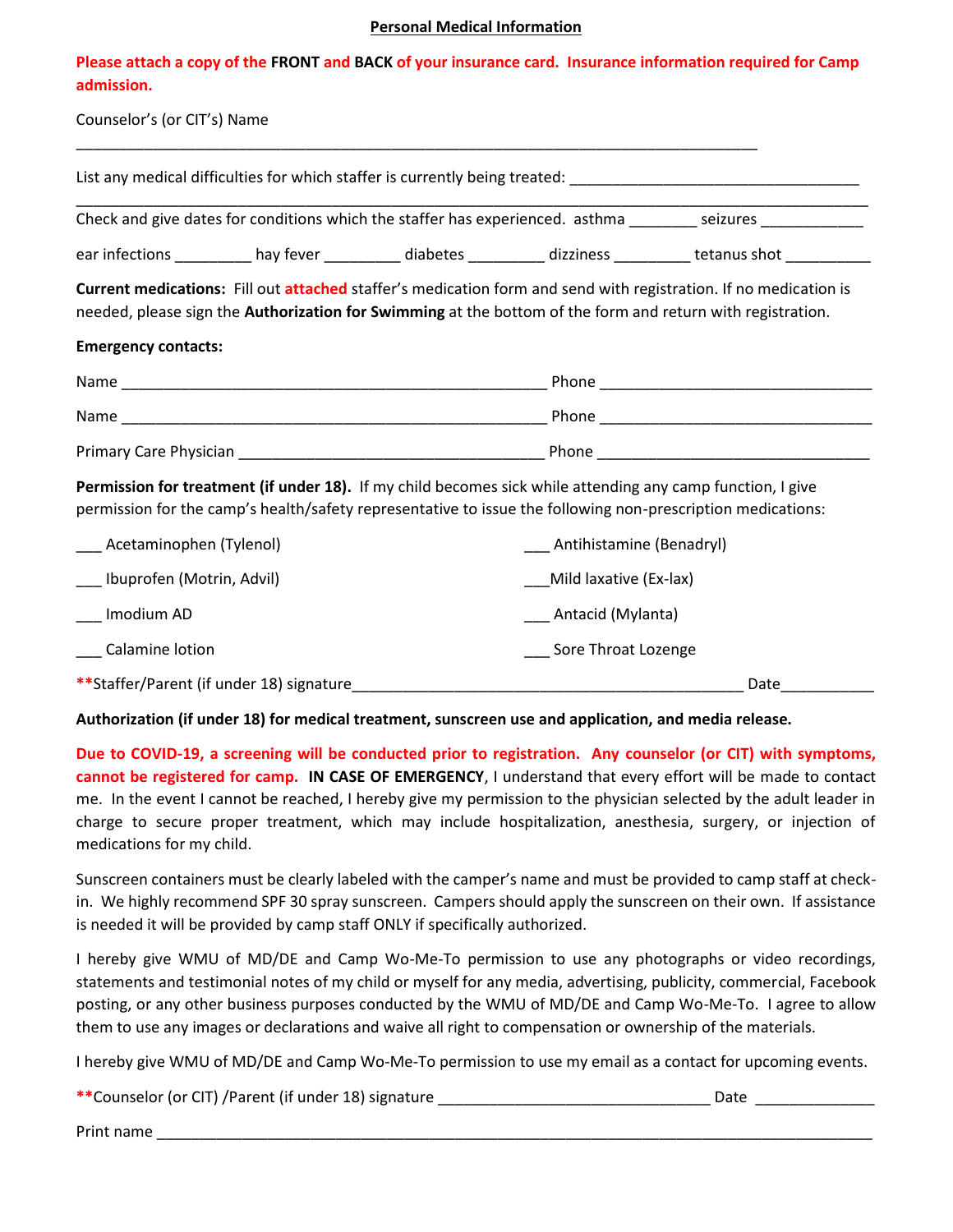**Personal Medical Information**

**Please attach a copy of the FRONT and BACK of your insurance card. Insurance information required for Camp admission.**

Counselor's (or CIT's) Name

_______________________________________________________________________________

List any medical difficulties for which staffer is currently being treated: ______________________________
_______________________________________________________________________________

Check and give dates for conditions which the staffer has experienced. asthma ________ seizures ____________

ear infections _________ hay fever _________ diabetes _________ dizziness _________ tetanus shot __________

**Current medications:** Fill out **attached** staffer's medication form and send with registration. If no medication is needed, please sign the **Authorization for Swimming** at the bottom of the form and return with registration.

**Emergency contacts:**

Name ___________________________________________________ Phone _______________________________

Name ___________________________________________________ Phone _______________________________

Primary Care Physician ____________________________________ Phone _______________________________

**Permission for treatment (if under 18).** If my child becomes sick while attending any camp function, I give permission for the camp's health/safety representative to issue the following non-prescription medications:

___ Acetaminophen (Tylenol)

___ Ibuprofen (Motrin, Advil)

___ Imodium AD

___ Calamine lotion

___ Antihistamine (Benadryl)

___Mild laxative (Ex-lax)

___ Antacid (Mylanta)

___ Sore Throat Lozenge

**Staffer/Parent (if under 18) signature______________________________________________ Date___________

**Authorization (if under 18) for medical treatment, sunscreen use and application, and media release.**

**Due to COVID-19, a screening will be conducted prior to registration. Any counselor (or CIT) with symptoms, cannot be registered for camp.** **IN CASE OF EMERGENCY**, I understand that every effort will be made to contact me. In the event I cannot be reached, I hereby give my permission to the physician selected by the adult leader in charge to secure proper treatment, which may include hospitalization, anesthesia, surgery, or injection of medications for my child.

Sunscreen containers must be clearly labeled with the camper's name and must be provided to camp staff at check-in. We highly recommend SPF 30 spray sunscreen. Campers should apply the sunscreen on their own. If assistance is needed it will be provided by camp staff ONLY if specifically authorized.

I hereby give WMU of MD/DE and Camp Wo-Me-To permission to use any photographs or video recordings, statements and testimonial notes of my child or myself for any media, advertising, publicity, commercial, Facebook posting, or any other business purposes conducted by the WMU of MD/DE and Camp Wo-Me-To. I agree to allow them to use any images or declarations and waive all right to compensation or ownership of the materials.

I hereby give WMU of MD/DE and Camp Wo-Me-To permission to use my email as a contact for upcoming events.

**Counselor (or CIT) /Parent (if under 18) signature ________________________________ Date ______________

Print name _______________________________________________________________________________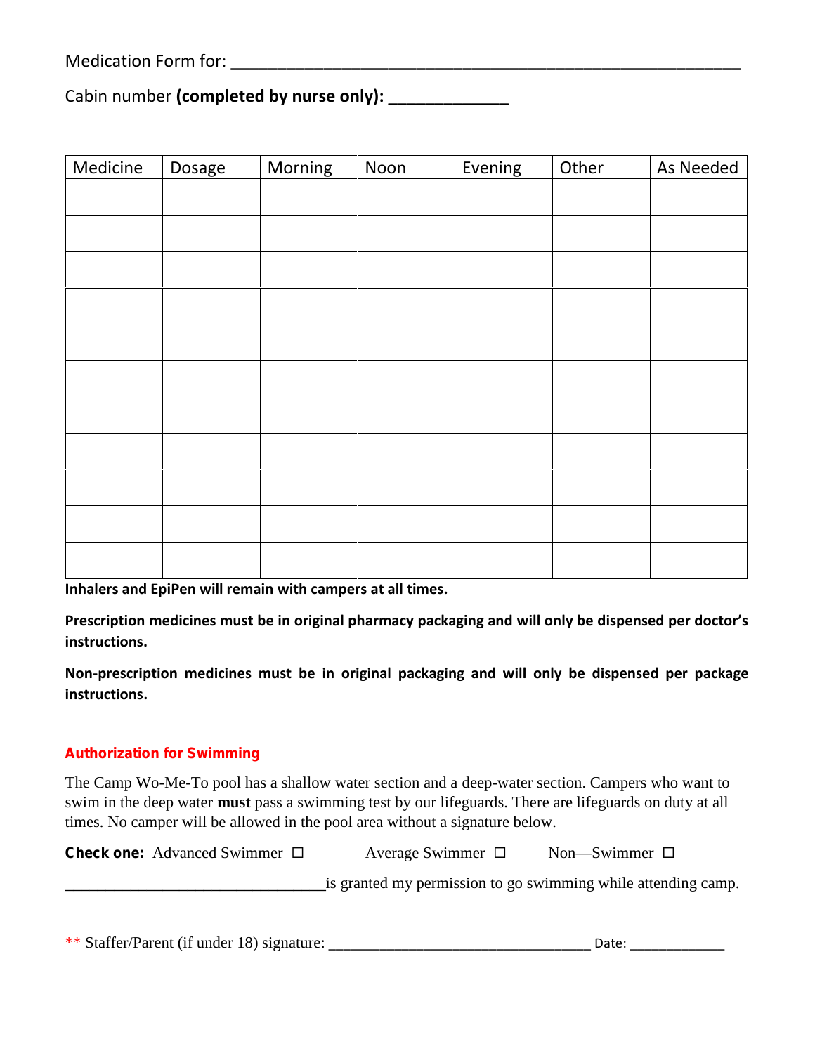Medication Form for: ___________________________________________________

Cabin number **(completed by nurse only):** ____________

| Medicine | Dosage | Morning | Noon | Evening | Other | As Needed |
|---|---|---|---|---|---|---|
| | | | | | | |
| | | | | | | |
| | | | | | | |
| | | | | | | |
| | | | | | | |
| | | | | | | |
| | | | | | | |
| | | | | | | |
| | | | | | | |
| | | | | | | |
| | | | | | | |

**Inhalers and EpiPen will remain with campers at all times.**

**Prescription medicines must be in original pharmacy packaging and will only be dispensed per doctor's instructions.**

**Non-prescription medicines must be in original packaging and will only be dispensed per package instructions.**

## Authorization for Swimming

The Camp Wo-Me-To pool has a shallow water section and a deep-water section. Campers who want to swim in the deep water **must** pass a swimming test by our lifeguards. There are lifeguards on duty at all times. No camper will be allowed in the pool area without a signature below.

**Check one:** Advanced Swimmer ☐ Average Swimmer ☐ Non—Swimmer ☐

________________________________is granted my permission to go swimming while attending camp.

** Staffer/Parent (if under 18) signature: _________________________________ Date: ____________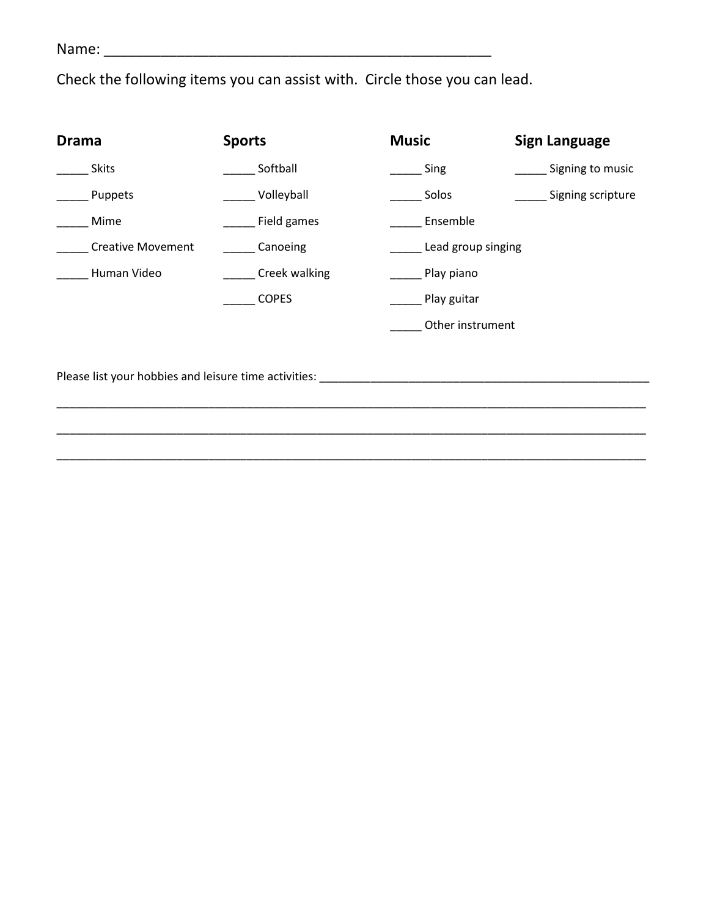Name: _______________________________________________

Check the following items you can assist with. Circle those you can lead.

**Drama**

_____ Skits

_____ Puppets

_____ Mime

_____ Creative Movement

_____ Human Video

**Sports**

_____ Softball

_____ Volleyball

_____ Field games

_____ Canoeing

_____ Creek walking

_____ COPES

**Music**

_____ Sing

_____ Solos

_____ Ensemble

_____ Lead group singing

_____ Play piano

_____ Play guitar

_____ Other instrument

**Sign Language**

_____ Signing to music

_____ Signing scripture

Please list your hobbies and leisure time activities: _______________________________________________

_______________________________________________________________________________________

_______________________________________________________________________________________

_______________________________________________________________________________________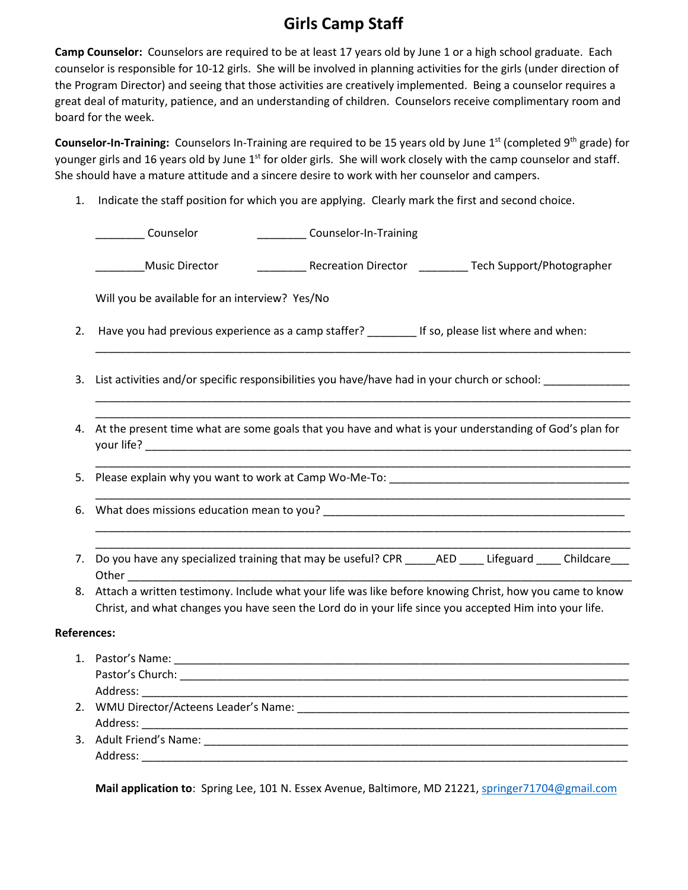# Girls Camp Staff

**Camp Counselor:** Counselors are required to be at least 17 years old by June 1 or a high school graduate. Each counselor is responsible for 10-12 girls. She will be involved in planning activities for the girls (under direction of the Program Director) and seeing that those activities are creatively implemented. Being a counselor requires a great deal of maturity, patience, and an understanding of children. Counselors receive complimentary room and board for the week.

**Counselor-In-Training:** Counselors In-Training are required to be 15 years old by June 1st (completed 9th grade) for younger girls and 16 years old by June 1st for older girls. She will work closely with the camp counselor and staff. She should have a mature attitude and a sincere desire to work with her counselor and campers.

1. Indicate the staff position for which you are applying. Clearly mark the first and second choice.

   ________ Counselor ________ Counselor-In-Training

   ________Music Director ________ Recreation Director ________ Tech Support/Photographer

   Will you be available for an interview? Yes/No

2. Have you had previous experience as a camp staffer? ________ If so, please list where and when: ______________________________________________________________________________

3. List activities and/or specific responsibilities you have/have had in your church or school: ______________ ______________________________________________________________________________ ______________________________________________________________________________

4. At the present time what are some goals that you have and what is your understanding of God's plan for your life? ______________________________________________________________________ ______________________________________________________________________________

5. Please explain why you want to work at Camp Wo-Me-To: ________________________________________ ______________________________________________________________________________

6. What does missions education mean to you? ______________________________________________ ______________________________________________________________________________ ______________________________________________________________________________

7. Do you have any specialized training that may be useful? CPR _____AED ____ Lifeguard ____ Childcare___ Other ___________________________________________________________________________

8. Attach a written testimony. Include what your life was like before knowing Christ, how you came to know Christ, and what changes you have seen the Lord do in your life since you accepted Him into your life.

**References:**

1. Pastor's Name: ______________________________________________________________________
   Pastor's Church: _____________________________________________________________________
   Address: ___________________________________________________________________________
2. WMU Director/Acteens Leader's Name: _______________________________________________
   Address: ___________________________________________________________________________
3. Adult Friend's Name: _________________________________________________________________
   Address: ___________________________________________________________________________

**Mail application to**: Spring Lee, 101 N. Essex Avenue, Baltimore, MD 21221, springer71704@gmail.com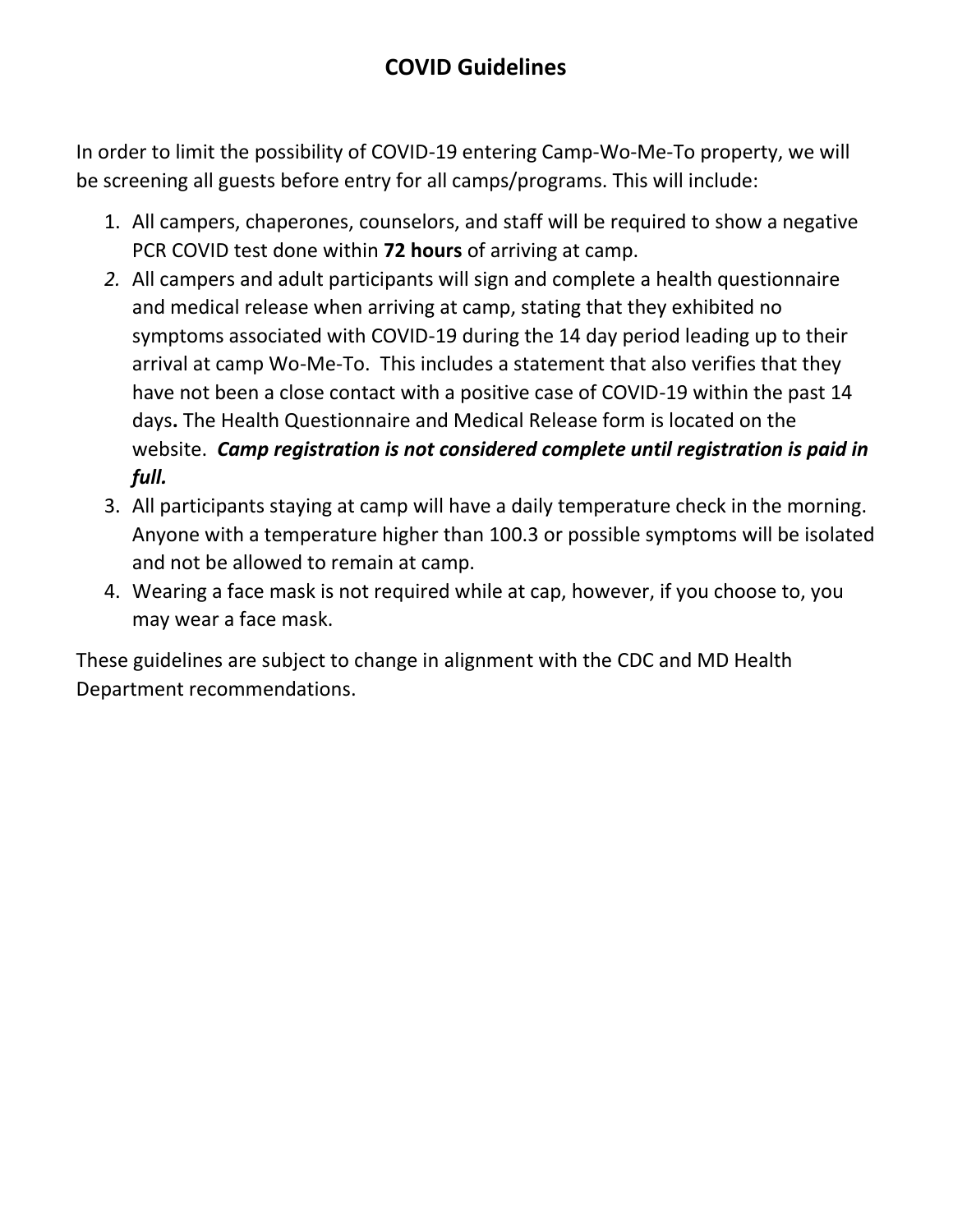## COVID Guidelines

In order to limit the possibility of COVID-19 entering Camp-Wo-Me-To property, we will be screening all guests before entry for all camps/programs. This will include:

1. All campers, chaperones, counselors, and staff will be required to show a negative PCR COVID test done within **72 hours** of arriving at camp.
2. All campers and adult participants will sign and complete a health questionnaire and medical release when arriving at camp, stating that they exhibited no symptoms associated with COVID-19 during the 14 day period leading up to their arrival at camp Wo-Me-To. This includes a statement that also verifies that they have not been a close contact with a positive case of COVID-19 within the past 14 days**.** The Health Questionnaire and Medical Release form is located on the website. ***Camp registration is not considered complete until registration is paid in full.***
3. All participants staying at camp will have a daily temperature check in the morning. Anyone with a temperature higher than 100.3 or possible symptoms will be isolated and not be allowed to remain at camp.
4. Wearing a face mask is not required while at cap, however, if you choose to, you may wear a face mask.

These guidelines are subject to change in alignment with the CDC and MD Health Department recommendations.